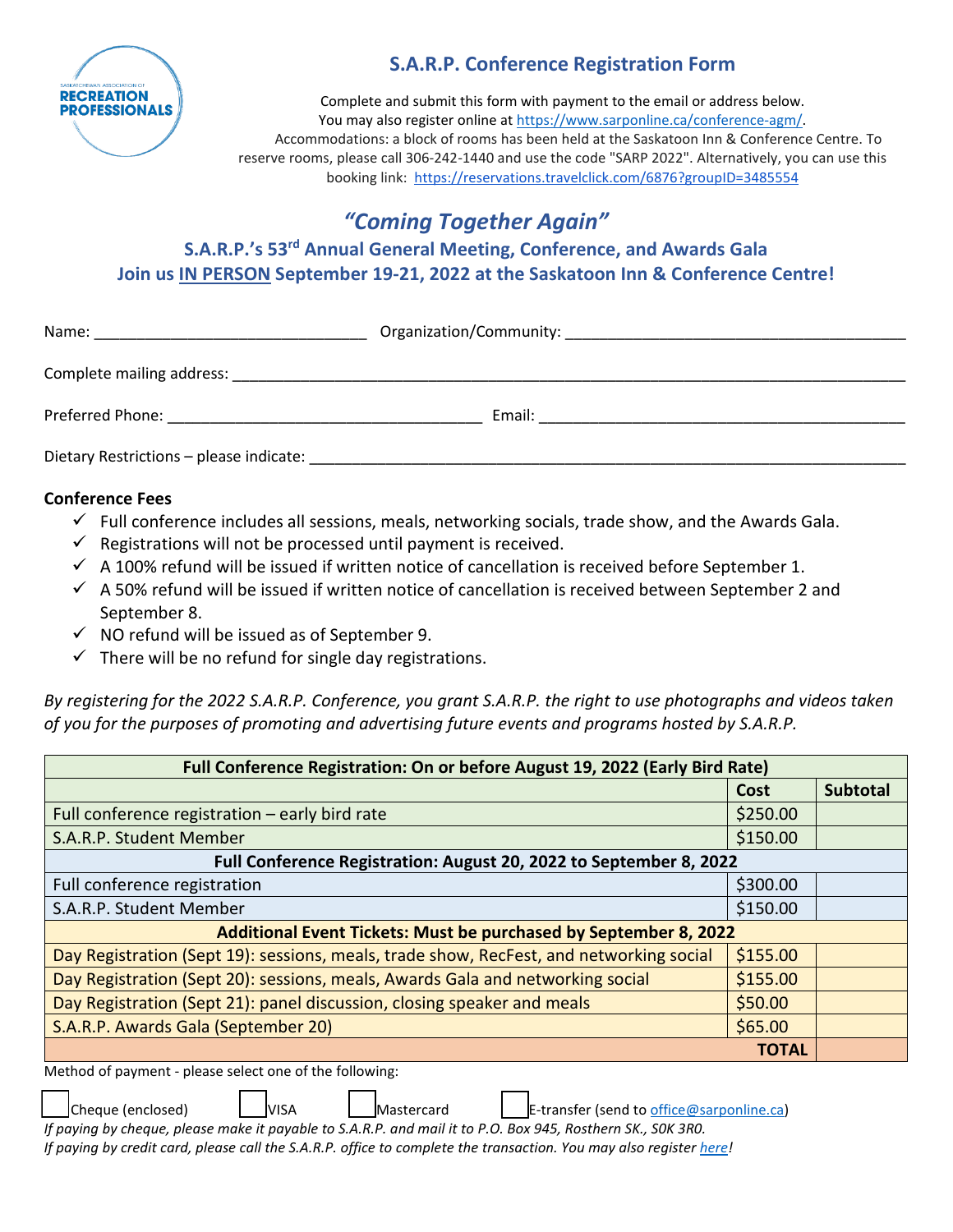# S.A.R.P. Conference Registration Form

Complete and submit this form with payment to the email or address below.
You may also register online at https://www.sarponline.ca/conference-agm/.
Accommodations: a block of rooms has been held at the Saskatoon Inn & Conference Centre. To reserve rooms, please call 306-242-1440 and use the code "SARP 2022". Alternatively, you can use this booking link: https://reservations.travelclick.com/6876?groupID=3485554

## *"Coming Together Again"*

### S.A.R.P.'s 53rd Annual General Meeting, Conference, and Awards Gala

### Join us IN PERSON September 19-21, 2022 at the Saskatoon Inn & Conference Centre!

Name: ______________________________ Organization/Community: ____________________________________

Complete mailing address: __________________________________________________________________________

Preferred Phone: __________________________________ Email: ________________________________________

Dietary Restrictions – please indicate: _________________________________________________________________

**Conference Fees**

- ✓ Full conference includes all sessions, meals, networking socials, trade show, and the Awards Gala.
- ✓ Registrations will not be processed until payment is received.
- ✓ A 100% refund will be issued if written notice of cancellation is received before September 1.
- ✓ A 50% refund will be issued if written notice of cancellation is received between September 2 and September 8.
- ✓ NO refund will be issued as of September 9.
- ✓ There will be no refund for single day registrations.

*By registering for the 2022 S.A.R.P. Conference, you grant S.A.R.P. the right to use photographs and videos taken of you for the purposes of promoting and advertising future events and programs hosted by S.A.R.P.*

| **Full Conference Registration: On or before August 19, 2022 (Early Bird Rate)** | | |
|---|---|---|
| | **Cost** | **Subtotal** |
| Full conference registration – early bird rate | $250.00 | |
| S.A.R.P. Student Member | $150.00 | |
| **Full Conference Registration: August 20, 2022 to September 8, 2022** | | |
| Full conference registration | $300.00 | |
| S.A.R.P. Student Member | $150.00 | |
| **Additional Event Tickets: Must be purchased by September 8, 2022** | | |
| Day Registration (Sept 19): sessions, meals, trade show, RecFest, and networking social | $155.00 | |
| Day Registration (Sept 20): sessions, meals, Awards Gala and networking social | $155.00 | |
| Day Registration (Sept 21): panel discussion, closing speaker and meals | $50.00 | |
| S.A.R.P. Awards Gala (September 20) | $65.00 | |
| **TOTAL** | | |

Method of payment - please select one of the following:

☐ Cheque (enclosed) ☐ VISA ☐ Mastercard ☐ E-transfer (send to office@sarponline.ca)

*If paying by cheque, please make it payable to S.A.R.P. and mail it to P.O. Box 945, Rosthern SK., S0K 3R0.*
*If paying by credit card, please call the S.A.R.P. office to complete the transaction. You may also register here!*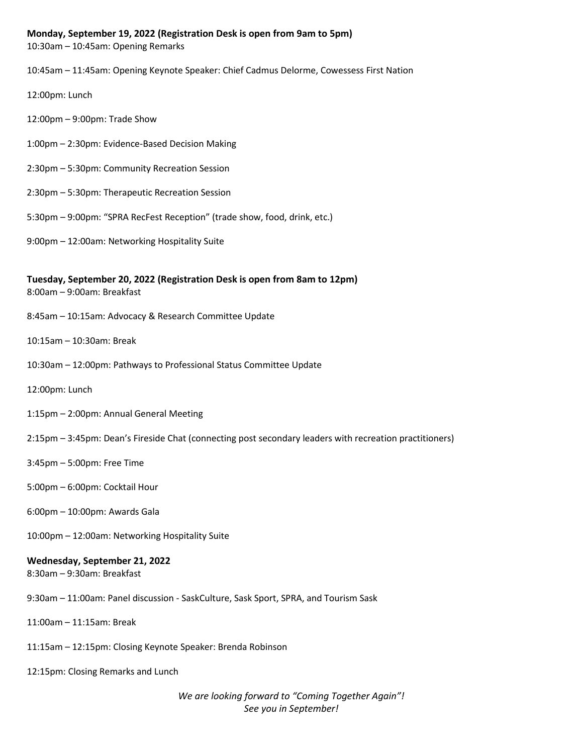**Monday, September 19, 2022 (Registration Desk is open from 9am to 5pm)**

10:30am – 10:45am: Opening Remarks

10:45am – 11:45am: Opening Keynote Speaker: Chief Cadmus Delorme, Cowessess First Nation

12:00pm: Lunch

12:00pm – 9:00pm: Trade Show

1:00pm – 2:30pm: Evidence-Based Decision Making

2:30pm – 5:30pm: Community Recreation Session

2:30pm – 5:30pm: Therapeutic Recreation Session

5:30pm – 9:00pm: "SPRA RecFest Reception" (trade show, food, drink, etc.)

9:00pm – 12:00am: Networking Hospitality Suite

**Tuesday, September 20, 2022 (Registration Desk is open from 8am to 12pm)**

8:00am – 9:00am: Breakfast

8:45am – 10:15am: Advocacy & Research Committee Update

10:15am – 10:30am: Break

10:30am – 12:00pm: Pathways to Professional Status Committee Update

12:00pm: Lunch

1:15pm – 2:00pm: Annual General Meeting

2:15pm – 3:45pm: Dean's Fireside Chat (connecting post secondary leaders with recreation practitioners)

3:45pm – 5:00pm: Free Time

5:00pm – 6:00pm: Cocktail Hour

6:00pm – 10:00pm: Awards Gala

10:00pm – 12:00am: Networking Hospitality Suite

**Wednesday, September 21, 2022**

8:30am – 9:30am: Breakfast

9:30am – 11:00am: Panel discussion - SaskCulture, Sask Sport, SPRA, and Tourism Sask

11:00am – 11:15am: Break

11:15am – 12:15pm: Closing Keynote Speaker: Brenda Robinson

12:15pm: Closing Remarks and Lunch

*We are looking forward to "Coming Together Again"!*
*See you in September!*